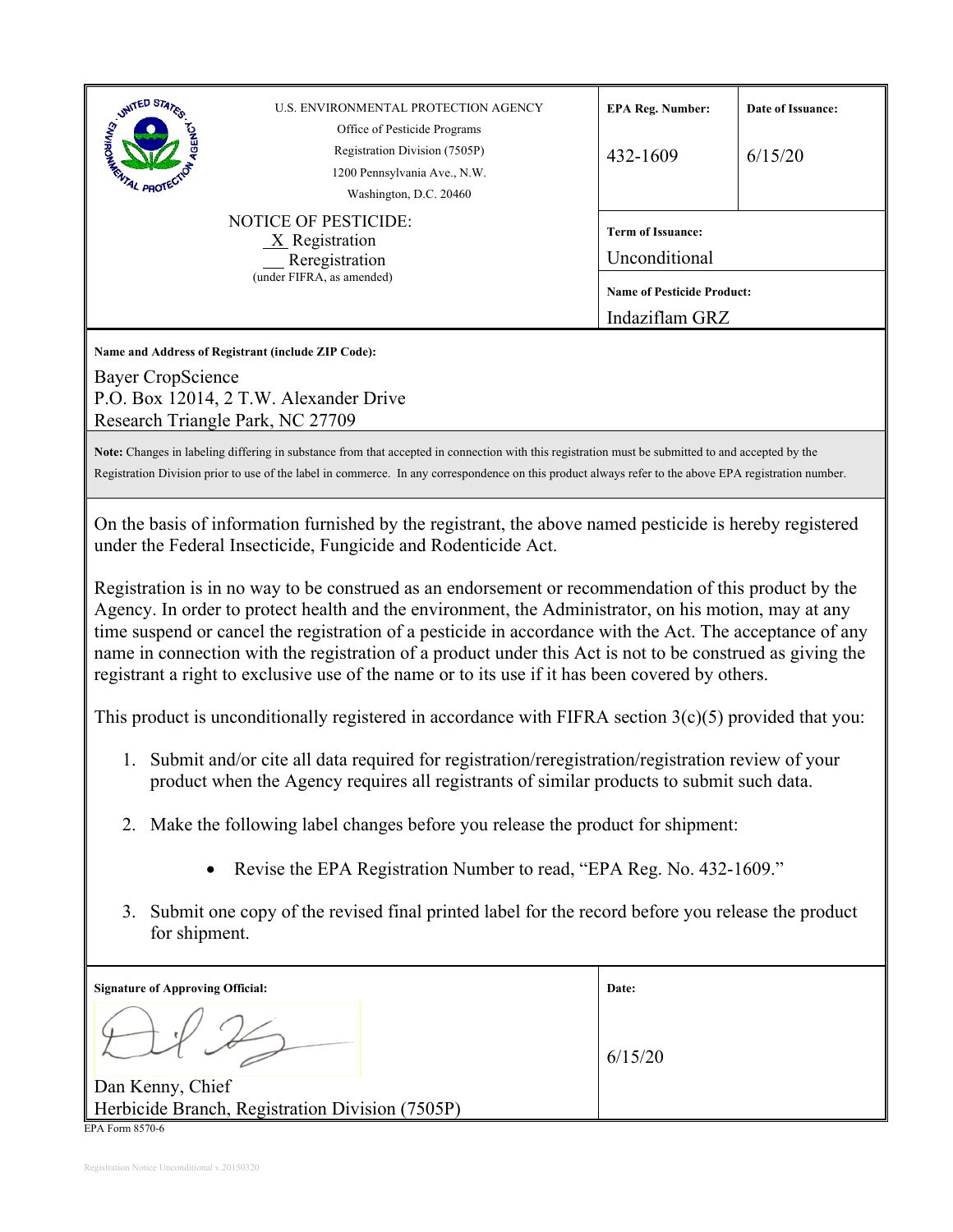U.S. ENVIRONMENTAL PROTECTION AGENCY
Office of Pesticide Programs
Registration Division (7505P)
1200 Pennsylvania Ave., N.W.
Washington, D.C. 20460

NOTICE OF PESTICIDE:
_X_ Registration
__ Reregistration
(under FIFRA, as amended)

| **EPA Reg. Number:** | **Date of Issuance:** |
| --- | --- |
| 432-1609 | 6/15/20 |

**Term of Issuance:**
Unconditional

**Name of Pesticide Product:**
Indaziflam GRZ

**Name and Address of Registrant (include ZIP Code):**

Bayer CropScience
P.O. Box 12014, 2 T.W. Alexander Drive
Research Triangle Park, NC 27709

**Note:** Changes in labeling differing in substance from that accepted in connection with this registration must be submitted to and accepted by the Registration Division prior to use of the label in commerce. In any correspondence on this product always refer to the above EPA registration number.

On the basis of information furnished by the registrant, the above named pesticide is hereby registered under the Federal Insecticide, Fungicide and Rodenticide Act.

Registration is in no way to be construed as an endorsement or recommendation of this product by the Agency. In order to protect health and the environment, the Administrator, on his motion, may at any time suspend or cancel the registration of a pesticide in accordance with the Act. The acceptance of any name in connection with the registration of a product under this Act is not to be construed as giving the registrant a right to exclusive use of the name or to its use if it has been covered by others.

This product is unconditionally registered in accordance with FIFRA section 3(c)(5) provided that you:

1. Submit and/or cite all data required for registration/reregistration/registration review of your product when the Agency requires all registrants of similar products to submit such data.
2. Make the following label changes before you release the product for shipment:
   - Revise the EPA Registration Number to read, "EPA Reg. No. 432-1609."
3. Submit one copy of the revised final printed label for the record before you release the product for shipment.

**Signature of Approving Official:**

Dan Kenny, Chief
Herbicide Branch, Registration Division (7505P)

**Date:**
6/15/20

EPA Form 8570-6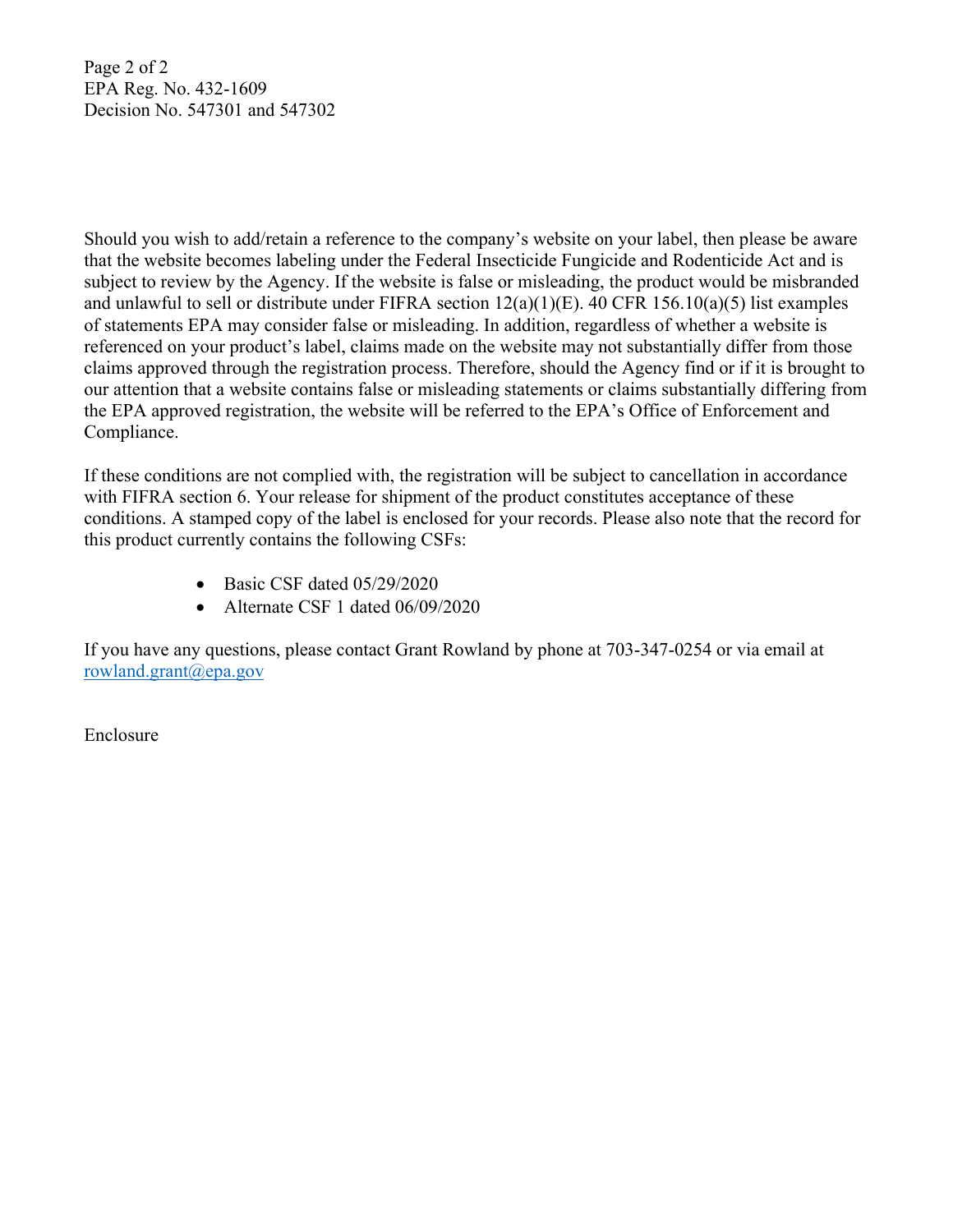Page 2 of 2
EPA Reg. No. 432-1609
Decision No. 547301 and 547302

Should you wish to add/retain a reference to the company's website on your label, then please be aware that the website becomes labeling under the Federal Insecticide Fungicide and Rodenticide Act and is subject to review by the Agency. If the website is false or misleading, the product would be misbranded and unlawful to sell or distribute under FIFRA section 12(a)(1)(E). 40 CFR 156.10(a)(5) list examples of statements EPA may consider false or misleading. In addition, regardless of whether a website is referenced on your product's label, claims made on the website may not substantially differ from those claims approved through the registration process. Therefore, should the Agency find or if it is brought to our attention that a website contains false or misleading statements or claims substantially differing from the EPA approved registration, the website will be referred to the EPA's Office of Enforcement and Compliance.

If these conditions are not complied with, the registration will be subject to cancellation in accordance with FIFRA section 6. Your release for shipment of the product constitutes acceptance of these conditions. A stamped copy of the label is enclosed for your records. Please also note that the record for this product currently contains the following CSFs:

- Basic CSF dated 05/29/2020
- Alternate CSF 1 dated 06/09/2020

If you have any questions, please contact Grant Rowland by phone at 703-347-0254 or via email at rowland.grant@epa.gov

Enclosure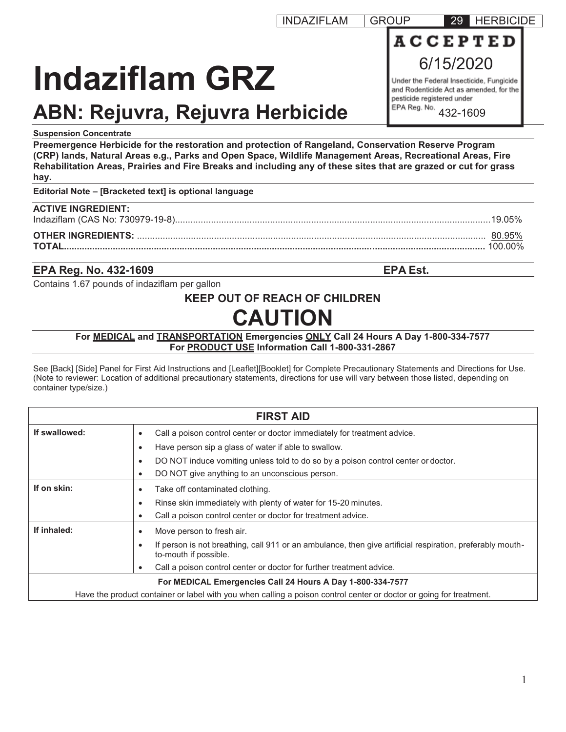| INDAZIFLAM | GROUP | 29 | HERBICIDE |
|---|---|---|---|

**ACCEPTED**
6/15/2020
Under the Federal Insecticide, Fungicide and Rodenticide Act as amended, for the pesticide registered under EPA Reg. No. 432-1609

# Indaziflam GRZ

## ABN: Rejuvra, Rejuvra Herbicide

**Suspension Concentrate**

**Preemergence Herbicide for the restoration and protection of Rangeland, Conservation Reserve Program (CRP) lands, Natural Areas e.g., Parks and Open Space, Wildlife Management Areas, Recreational Areas, Fire Rehabilitation Areas, Prairies and Fire Breaks and including any of these sites that are grazed or cut for grass hay.**

**Editorial Note – [Bracketed text] is optional language**

**ACTIVE INGREDIENT:**
Indaziflam (CAS No: 730979-19-8)....................19.05%
**OTHER INGREDIENTS:** ....................80.95%
**TOTAL**....................100.00%

**EPA Reg. No. 432-1609** **EPA Est.**

Contains 1.67 pounds of indaziflam per gallon

**KEEP OUT OF REACH OF CHILDREN**

# CAUTION

**For MEDICAL and TRANSPORTATION Emergencies ONLY Call 24 Hours A Day 1-800-334-7577**
**For PRODUCT USE Information Call 1-800-331-2867**

See [Back] [Side] Panel for First Aid Instructions and [Leaflet][Booklet] for Complete Precautionary Statements and Directions for Use. (Note to reviewer: Location of additional precautionary statements, directions for use will vary between those listed, depending on container type/size.)

| FIRST AID | |
|---|---|
| **If swallowed:** | • Call a poison control center or doctor immediately for treatment advice.<br>• Have person sip a glass of water if able to swallow.<br>• DO NOT induce vomiting unless told to do so by a poison control center or doctor.<br>• DO NOT give anything to an unconscious person. |
| **If on skin:** | • Take off contaminated clothing.<br>• Rinse skin immediately with plenty of water for 15-20 minutes.<br>• Call a poison control center or doctor for treatment advice. |
| **If inhaled:** | • Move person to fresh air.<br>• If person is not breathing, call 911 or an ambulance, then give artificial respiration, preferably mouth-to-mouth if possible.<br>• Call a poison control center or doctor for further treatment advice. |
| **For MEDICAL Emergencies Call 24 Hours A Day 1-800-334-7577**<br>Have the product container or label with you when calling a poison control center or doctor or going for treatment. | |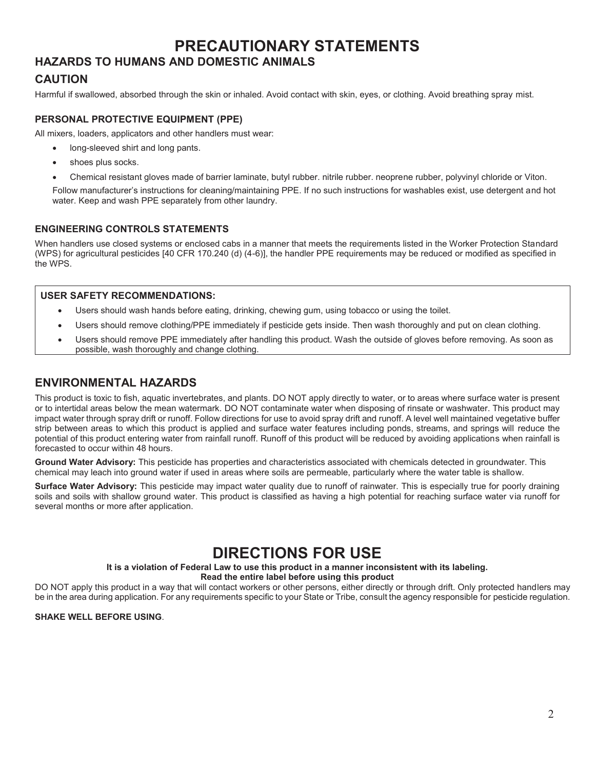# PRECAUTIONARY STATEMENTS

## HAZARDS TO HUMANS AND DOMESTIC ANIMALS

## CAUTION

Harmful if swallowed, absorbed through the skin or inhaled. Avoid contact with skin, eyes, or clothing. Avoid breathing spray mist.

### PERSONAL PROTECTIVE EQUIPMENT (PPE)

All mixers, loaders, applicators and other handlers must wear:

- long-sleeved shirt and long pants.
- shoes plus socks.
- Chemical resistant gloves made of barrier laminate, butyl rubber. nitrile rubber. neoprene rubber, polyvinyl chloride or Viton.

Follow manufacturer's instructions for cleaning/maintaining PPE. If no such instructions for washables exist, use detergent and hot water. Keep and wash PPE separately from other laundry.

### ENGINEERING CONTROLS STATEMENTS

When handlers use closed systems or enclosed cabs in a manner that meets the requirements listed in the Worker Protection Standard (WPS) for agricultural pesticides [40 CFR 170.240 (d) (4-6)], the handler PPE requirements may be reduced or modified as specified in the WPS.

### USER SAFETY RECOMMENDATIONS:

- Users should wash hands before eating, drinking, chewing gum, using tobacco or using the toilet.
- Users should remove clothing/PPE immediately if pesticide gets inside. Then wash thoroughly and put on clean clothing.
- Users should remove PPE immediately after handling this product. Wash the outside of gloves before removing. As soon as possible, wash thoroughly and change clothing.

## ENVIRONMENTAL HAZARDS

This product is toxic to fish, aquatic invertebrates, and plants. DO NOT apply directly to water, or to areas where surface water is present or to intertidal areas below the mean watermark. DO NOT contaminate water when disposing of rinsate or washwater. This product may impact water through spray drift or runoff. Follow directions for use to avoid spray drift and runoff. A level well maintained vegetative buffer strip between areas to which this product is applied and surface water features including ponds, streams, and springs will reduce the potential of this product entering water from rainfall runoff. Runoff of this product will be reduced by avoiding applications when rainfall is forecasted to occur within 48 hours.

**Ground Water Advisory:** This pesticide has properties and characteristics associated with chemicals detected in groundwater. This chemical may leach into ground water if used in areas where soils are permeable, particularly where the water table is shallow.

**Surface Water Advisory:** This pesticide may impact water quality due to runoff of rainwater. This is especially true for poorly draining soils and soils with shallow ground water. This product is classified as having a high potential for reaching surface water via runoff for several months or more after application.

# DIRECTIONS FOR USE

**It is a violation of Federal Law to use this product in a manner inconsistent with its labeling.**
**Read the entire label before using this product**

DO NOT apply this product in a way that will contact workers or other persons, either directly or through drift. Only protected handlers may be in the area during application. For any requirements specific to your State or Tribe, consult the agency responsible for pesticide regulation.

**SHAKE WELL BEFORE USING**.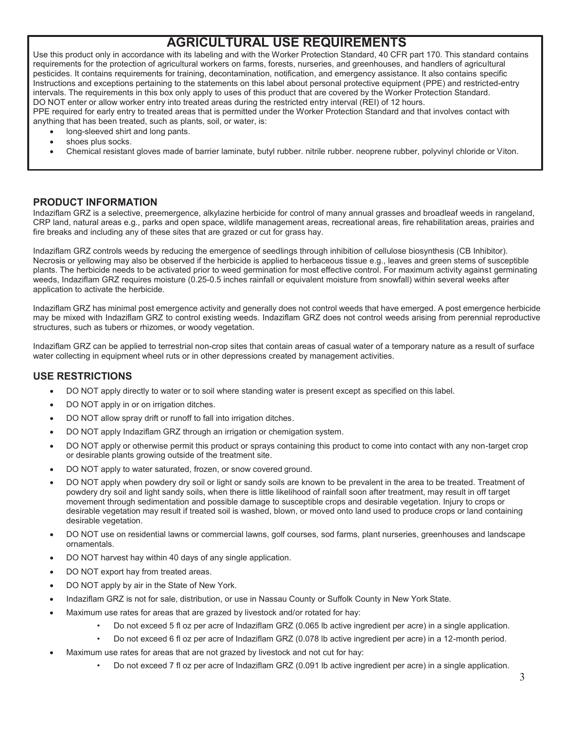## AGRICULTURAL USE REQUIREMENTS

Use this product only in accordance with its labeling and with the Worker Protection Standard, 40 CFR part 170. This standard contains requirements for the protection of agricultural workers on farms, forests, nurseries, and greenhouses, and handlers of agricultural pesticides. It contains requirements for training, decontamination, notification, and emergency assistance. It also contains specific Instructions and exceptions pertaining to the statements on this label about personal protective equipment (PPE) and restricted-entry intervals. The requirements in this box only apply to uses of this product that are covered by the Worker Protection Standard.
DO NOT enter or allow worker entry into treated areas during the restricted entry interval (REI) of 12 hours.
PPE required for early entry to treated areas that is permitted under the Worker Protection Standard and that involves contact with anything that has been treated, such as plants, soil, or water, is:

- long-sleeved shirt and long pants.
- shoes plus socks.
- Chemical resistant gloves made of barrier laminate, butyl rubber. nitrile rubber. neoprene rubber, polyvinyl chloride or Viton.

### PRODUCT INFORMATION

Indaziflam GRZ is a selective, preemergence, alkylazine herbicide for control of many annual grasses and broadleaf weeds in rangeland, CRP land, natural areas e.g., parks and open space, wildlife management areas, recreational areas, fire rehabilitation areas, prairies and fire breaks and including any of these sites that are grazed or cut for grass hay.

Indaziflam GRZ controls weeds by reducing the emergence of seedlings through inhibition of cellulose biosynthesis (CB Inhibitor). Necrosis or yellowing may also be observed if the herbicide is applied to herbaceous tissue e.g., leaves and green stems of susceptible plants. The herbicide needs to be activated prior to weed germination for most effective control. For maximum activity against germinating weeds, Indaziflam GRZ requires moisture (0.25-0.5 inches rainfall or equivalent moisture from snowfall) within several weeks after application to activate the herbicide.

Indaziflam GRZ has minimal post emergence activity and generally does not control weeds that have emerged. A post emergence herbicide may be mixed with Indaziflam GRZ to control existing weeds. Indaziflam GRZ does not control weeds arising from perennial reproductive structures, such as tubers or rhizomes, or woody vegetation.

Indaziflam GRZ can be applied to terrestrial non-crop sites that contain areas of casual water of a temporary nature as a result of surface water collecting in equipment wheel ruts or in other depressions created by management activities.

### USE RESTRICTIONS

- DO NOT apply directly to water or to soil where standing water is present except as specified on this label.
- DO NOT apply in or on irrigation ditches.
- DO NOT allow spray drift or runoff to fall into irrigation ditches.
- DO NOT apply Indaziflam GRZ through an irrigation or chemigation system.
- DO NOT apply or otherwise permit this product or sprays containing this product to come into contact with any non-target crop or desirable plants growing outside of the treatment site.
- DO NOT apply to water saturated, frozen, or snow covered ground.
- DO NOT apply when powdery dry soil or light or sandy soils are known to be prevalent in the area to be treated. Treatment of powdery dry soil and light sandy soils, when there is little likelihood of rainfall soon after treatment, may result in off target movement through sedimentation and possible damage to susceptible crops and desirable vegetation. Injury to crops or desirable vegetation may result if treated soil is washed, blown, or moved onto land used to produce crops or land containing desirable vegetation.
- DO NOT use on residential lawns or commercial lawns, golf courses, sod farms, plant nurseries, greenhouses and landscape ornamentals.
- DO NOT harvest hay within 40 days of any single application.
- DO NOT export hay from treated areas.
- DO NOT apply by air in the State of New York.
- Indaziflam GRZ is not for sale, distribution, or use in Nassau County or Suffolk County in New York State.
- Maximum use rates for areas that are grazed by livestock and/or rotated for hay:
  - Do not exceed 5 fl oz per acre of Indaziflam GRZ (0.065 lb active ingredient per acre) in a single application.
  - Do not exceed 6 fl oz per acre of Indaziflam GRZ (0.078 lb active ingredient per acre) in a 12-month period.
- Maximum use rates for areas that are not grazed by livestock and not cut for hay:
  - Do not exceed 7 fl oz per acre of Indaziflam GRZ (0.091 lb active ingredient per acre) in a single application.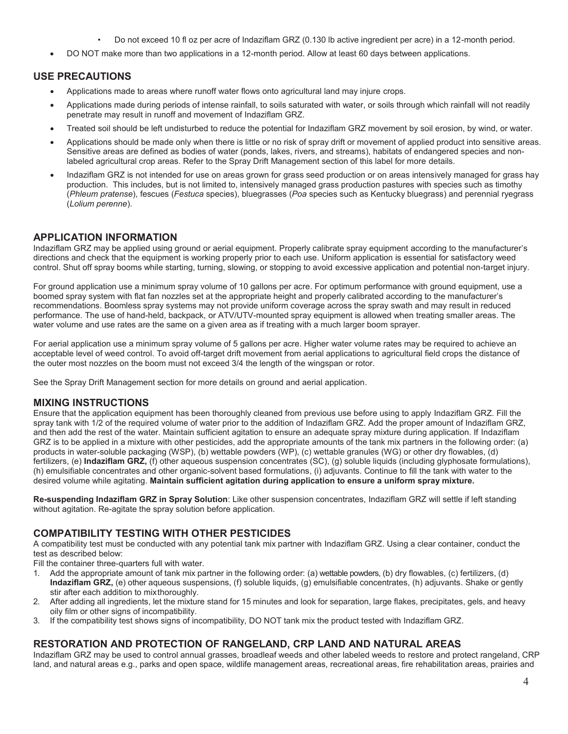- Do not exceed 10 fl oz per acre of Indaziflam GRZ (0.130 lb active ingredient per acre) in a 12-month period.

- DO NOT make more than two applications in a 12-month period. Allow at least 60 days between applications.

## USE PRECAUTIONS

- Applications made to areas where runoff water flows onto agricultural land may injure crops.
- Applications made during periods of intense rainfall, to soils saturated with water, or soils through which rainfall will not readily penetrate may result in runoff and movement of Indaziflam GRZ.
- Treated soil should be left undisturbed to reduce the potential for Indaziflam GRZ movement by soil erosion, by wind, or water.
- Applications should be made only when there is little or no risk of spray drift or movement of applied product into sensitive areas. Sensitive areas are defined as bodies of water (ponds, lakes, rivers, and streams), habitats of endangered species and non-labeled agricultural crop areas. Refer to the Spray Drift Management section of this label for more details.
- Indaziflam GRZ is not intended for use on areas grown for grass seed production or on areas intensively managed for grass hay production. This includes, but is not limited to, intensively managed grass production pastures with species such as timothy (*Phleum pratense*), fescues (*Festuca* species), bluegrasses (*Poa* species such as Kentucky bluegrass) and perennial ryegrass (*Lolium perenne*).

## APPLICATION INFORMATION

Indaziflam GRZ may be applied using ground or aerial equipment. Properly calibrate spray equipment according to the manufacturer's directions and check that the equipment is working properly prior to each use. Uniform application is essential for satisfactory weed control. Shut off spray booms while starting, turning, slowing, or stopping to avoid excessive application and potential non-target injury.

For ground application use a minimum spray volume of 10 gallons per acre. For optimum performance with ground equipment, use a boomed spray system with flat fan nozzles set at the appropriate height and properly calibrated according to the manufacturer's recommendations. Boomless spray systems may not provide uniform coverage across the spray swath and may result in reduced performance. The use of hand-held, backpack, or ATV/UTV-mounted spray equipment is allowed when treating smaller areas. The water volume and use rates are the same on a given area as if treating with a much larger boom sprayer.

For aerial application use a minimum spray volume of 5 gallons per acre. Higher water volume rates may be required to achieve an acceptable level of weed control. To avoid off-target drift movement from aerial applications to agricultural field crops the distance of the outer most nozzles on the boom must not exceed 3/4 the length of the wingspan or rotor.

See the Spray Drift Management section for more details on ground and aerial application.

## MIXING INSTRUCTIONS

Ensure that the application equipment has been thoroughly cleaned from previous use before using to apply Indaziflam GRZ. Fill the spray tank with 1/2 of the required volume of water prior to the addition of Indaziflam GRZ. Add the proper amount of Indaziflam GRZ, and then add the rest of the water. Maintain sufficient agitation to ensure an adequate spray mixture during application. If Indaziflam GRZ is to be applied in a mixture with other pesticides, add the appropriate amounts of the tank mix partners in the following order: (a) products in water-soluble packaging (WSP), (b) wettable powders (WP), (c) wettable granules (WG) or other dry flowables, (d) fertilizers, (e) **Indaziflam GRZ,** (f) other aqueous suspension concentrates (SC), (g) soluble liquids (including glyphosate formulations), (h) emulsifiable concentrates and other organic-solvent based formulations, (i) adjuvants. Continue to fill the tank with water to the desired volume while agitating. **Maintain sufficient agitation during application to ensure a uniform spray mixture.**

**Re-suspending Indaziflam GRZ in Spray Solution**: Like other suspension concentrates, Indaziflam GRZ will settle if left standing without agitation. Re-agitate the spray solution before application.

## COMPATIBILITY TESTING WITH OTHER PESTICIDES

A compatibility test must be conducted with any potential tank mix partner with Indaziflam GRZ. Using a clear container, conduct the test as described below:

Fill the container three-quarters full with water.

1. Add the appropriate amount of tank mix partner in the following order: (a) wettable powders, (b) dry flowables, (c) fertilizers, (d) **Indaziflam GRZ,** (e) other aqueous suspensions, (f) soluble liquids, (g) emulsifiable concentrates, (h) adjuvants. Shake or gently stir after each addition to mix thoroughly.
2. After adding all ingredients, let the mixture stand for 15 minutes and look for separation, large flakes, precipitates, gels, and heavy oily film or other signs of incompatibility.
3. If the compatibility test shows signs of incompatibility, DO NOT tank mix the product tested with Indaziflam GRZ.

## RESTORATION AND PROTECTION OF RANGELAND, CRP LAND AND NATURAL AREAS

Indaziflam GRZ may be used to control annual grasses, broadleaf weeds and other labeled weeds to restore and protect rangeland, CRP land, and natural areas e.g., parks and open space, wildlife management areas, recreational areas, fire rehabilitation areas, prairies and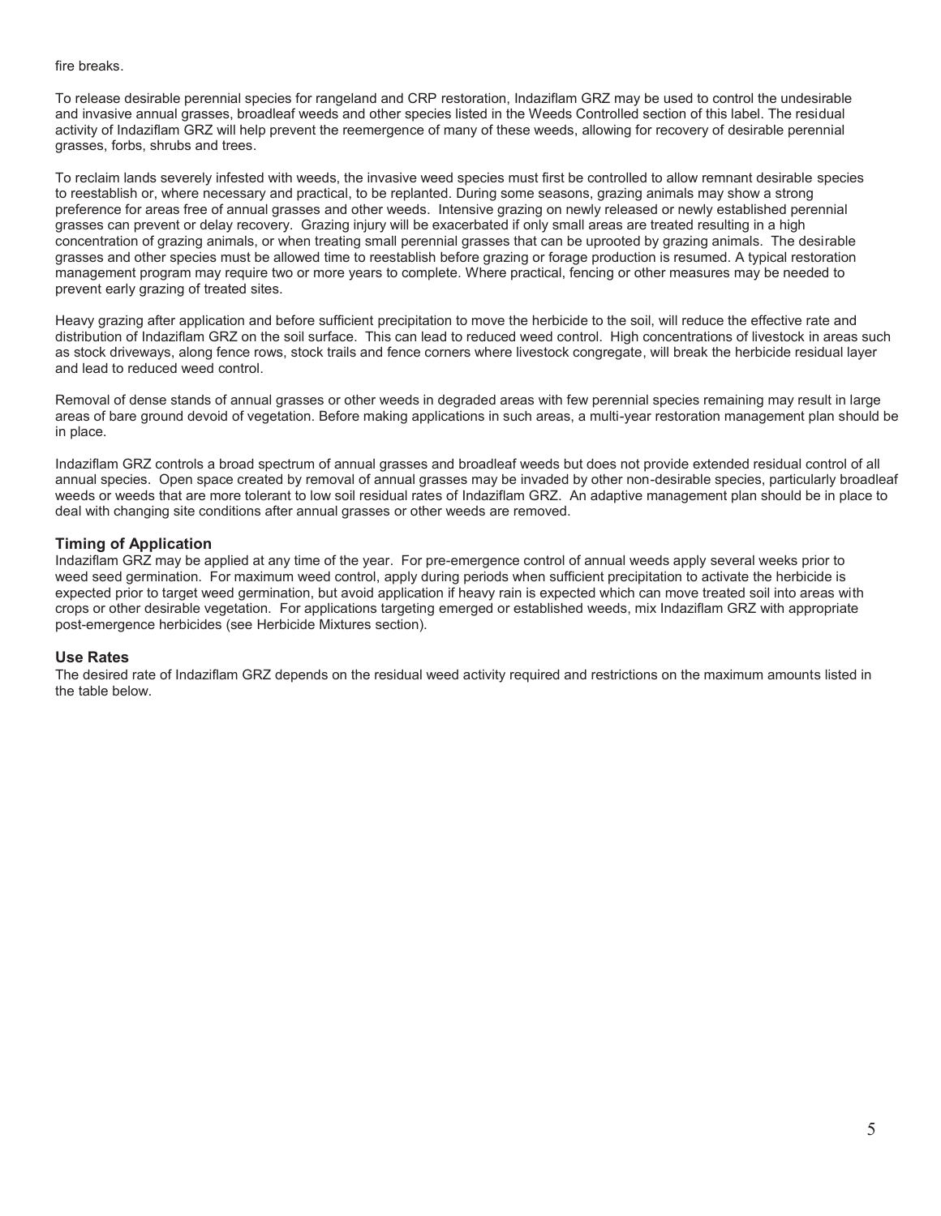fire breaks.

To release desirable perennial species for rangeland and CRP restoration, Indaziflam GRZ may be used to control the undesirable and invasive annual grasses, broadleaf weeds and other species listed in the Weeds Controlled section of this label. The residual activity of Indaziflam GRZ will help prevent the reemergence of many of these weeds, allowing for recovery of desirable perennial grasses, forbs, shrubs and trees.

To reclaim lands severely infested with weeds, the invasive weed species must first be controlled to allow remnant desirable species to reestablish or, where necessary and practical, to be replanted. During some seasons, grazing animals may show a strong preference for areas free of annual grasses and other weeds. Intensive grazing on newly released or newly established perennial grasses can prevent or delay recovery. Grazing injury will be exacerbated if only small areas are treated resulting in a high concentration of grazing animals, or when treating small perennial grasses that can be uprooted by grazing animals. The desirable grasses and other species must be allowed time to reestablish before grazing or forage production is resumed. A typical restoration management program may require two or more years to complete. Where practical, fencing or other measures may be needed to prevent early grazing of treated sites.

Heavy grazing after application and before sufficient precipitation to move the herbicide to the soil, will reduce the effective rate and distribution of Indaziflam GRZ on the soil surface. This can lead to reduced weed control. High concentrations of livestock in areas such as stock driveways, along fence rows, stock trails and fence corners where livestock congregate, will break the herbicide residual layer and lead to reduced weed control.

Removal of dense stands of annual grasses or other weeds in degraded areas with few perennial species remaining may result in large areas of bare ground devoid of vegetation. Before making applications in such areas, a multi-year restoration management plan should be in place.

Indaziflam GRZ controls a broad spectrum of annual grasses and broadleaf weeds but does not provide extended residual control of all annual species. Open space created by removal of annual grasses may be invaded by other non-desirable species, particularly broadleaf weeds or weeds that are more tolerant to low soil residual rates of Indaziflam GRZ. An adaptive management plan should be in place to deal with changing site conditions after annual grasses or other weeds are removed.

## Timing of Application

Indaziflam GRZ may be applied at any time of the year. For pre-emergence control of annual weeds apply several weeks prior to weed seed germination. For maximum weed control, apply during periods when sufficient precipitation to activate the herbicide is expected prior to target weed germination, but avoid application if heavy rain is expected which can move treated soil into areas with crops or other desirable vegetation. For applications targeting emerged or established weeds, mix Indaziflam GRZ with appropriate post-emergence herbicides (see Herbicide Mixtures section).

## Use Rates

The desired rate of Indaziflam GRZ depends on the residual weed activity required and restrictions on the maximum amounts listed in the table below.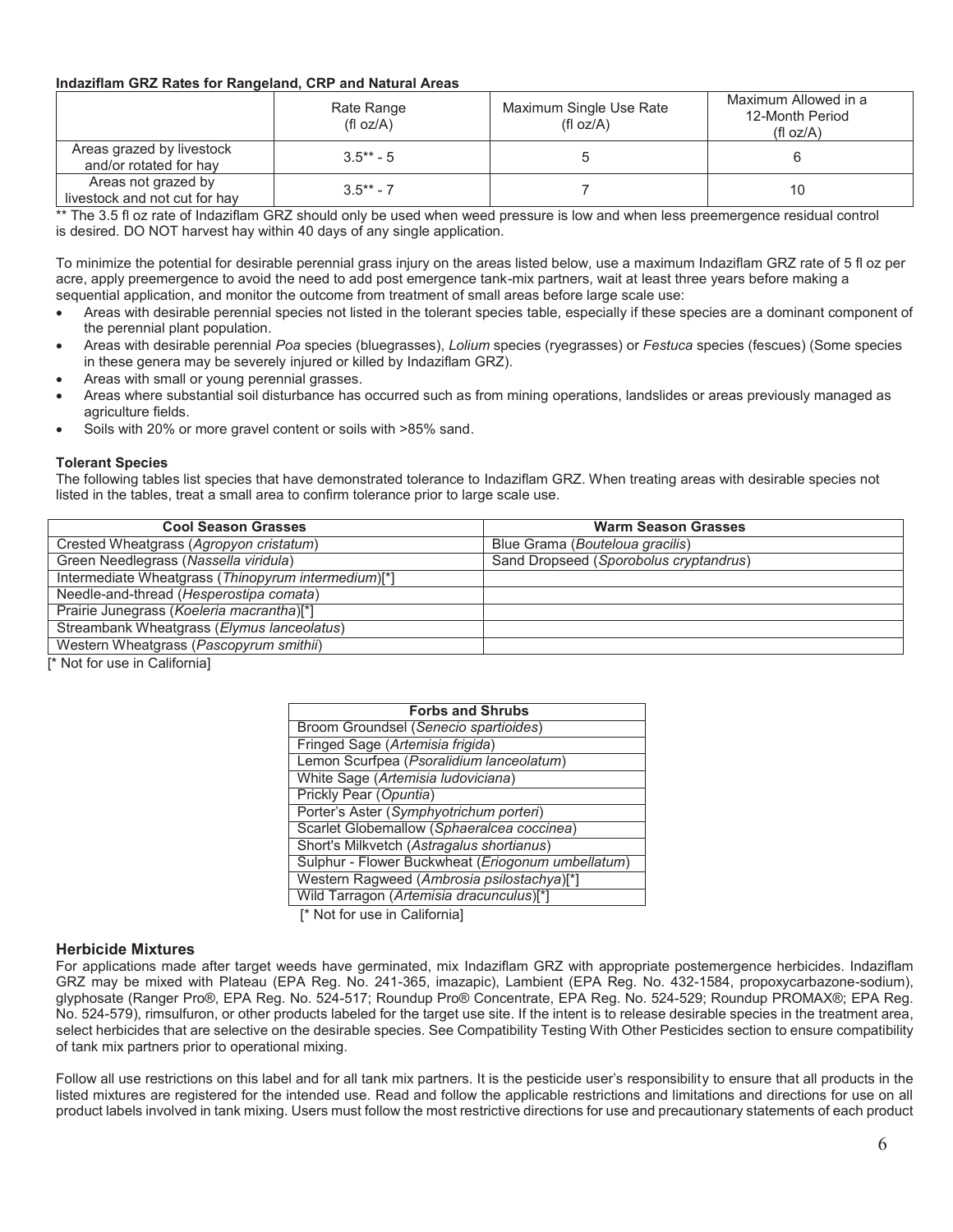**Indaziflam GRZ Rates for Rangeland, CRP and Natural Areas**

| | Rate Range (fl oz/A) | Maximum Single Use Rate (fl oz/A) | Maximum Allowed in a 12-Month Period (fl oz/A) |
|---|---|---|---|
| Areas grazed by livestock and/or rotated for hay | 3.5** - 5 | 5 | 6 |
| Areas not grazed by livestock and not cut for hay | 3.5** - 7 | 7 | 10 |

** The 3.5 fl oz rate of Indaziflam GRZ should only be used when weed pressure is low and when less preemergence residual control is desired. DO NOT harvest hay within 40 days of any single application.

To minimize the potential for desirable perennial grass injury on the areas listed below, use a maximum Indaziflam GRZ rate of 5 fl oz per acre, apply preemergence to avoid the need to add post emergence tank-mix partners, wait at least three years before making a sequential application, and monitor the outcome from treatment of small areas before large scale use:

- Areas with desirable perennial species not listed in the tolerant species table, especially if these species are a dominant component of the perennial plant population.
- Areas with desirable perennial *Poa* species (bluegrasses), *Lolium* species (ryegrasses) or *Festuca* species (fescues) (Some species in these genera may be severely injured or killed by Indaziflam GRZ).
- Areas with small or young perennial grasses.
- Areas where substantial soil disturbance has occurred such as from mining operations, landslides or areas previously managed as agriculture fields.
- Soils with 20% or more gravel content or soils with >85% sand.

**Tolerant Species**

The following tables list species that have demonstrated tolerance to Indaziflam GRZ. When treating areas with desirable species not listed in the tables, treat a small area to confirm tolerance prior to large scale use.

| Cool Season Grasses | Warm Season Grasses |
|---|---|
| Crested Wheatgrass (*Agropyon cristatum*) | Blue Grama (*Bouteloua gracilis*) |
| Green Needlegrass (*Nassella viridula*) | Sand Dropseed (*Sporobolus cryptandrus*) |
| Intermediate Wheatgrass (*Thinopyrum intermedium*)[*] | |
| Needle-and-thread (*Hesperostipa comata*) | |
| Prairie Junegrass (*Koeleria macrantha*)[*] | |
| Streambank Wheatgrass (*Elymus lanceolatus*) | |
| Western Wheatgrass (*Pascopyrum smithii*) | |

[* Not for use in California]

| Forbs and Shrubs |
|---|
| Broom Groundsel (*Senecio spartioides*) |
| Fringed Sage (*Artemisia frigida*) |
| Lemon Scurfpea (*Psoralidium lanceolatum*) |
| White Sage (*Artemisia ludoviciana*) |
| Prickly Pear (*Opuntia*) |
| Porter's Aster (*Symphyotrichum porteri*) |
| Scarlet Globemallow (*Sphaeralcea coccinea*) |
| Short's Milkvetch (*Astragalus shortianus*) |
| Sulphur - Flower Buckwheat (*Eriogonum umbellatum*) |
| Western Ragweed (*Ambrosia psilostachya*)[*] |
| Wild Tarragon (*Artemisia dracunculus*)[*] |

[* Not for use in California]

## Herbicide Mixtures

For applications made after target weeds have germinated, mix Indaziflam GRZ with appropriate postemergence herbicides. Indaziflam GRZ may be mixed with Plateau (EPA Reg. No. 241-365, imazapic), Lambient (EPA Reg. No. 432-1584, propoxycarbazone-sodium), glyphosate (Ranger Pro®, EPA Reg. No. 524-517; Roundup Pro® Concentrate, EPA Reg. No. 524-529; Roundup PROMAX®; EPA Reg. No. 524-579), rimsulfuron, or other products labeled for the target use site. If the intent is to release desirable species in the treatment area, select herbicides that are selective on the desirable species. See Compatibility Testing With Other Pesticides section to ensure compatibility of tank mix partners prior to operational mixing.

Follow all use restrictions on this label and for all tank mix partners. It is the pesticide user's responsibility to ensure that all products in the listed mixtures are registered for the intended use. Read and follow the applicable restrictions and limitations and directions for use on all product labels involved in tank mixing. Users must follow the most restrictive directions for use and precautionary statements of each product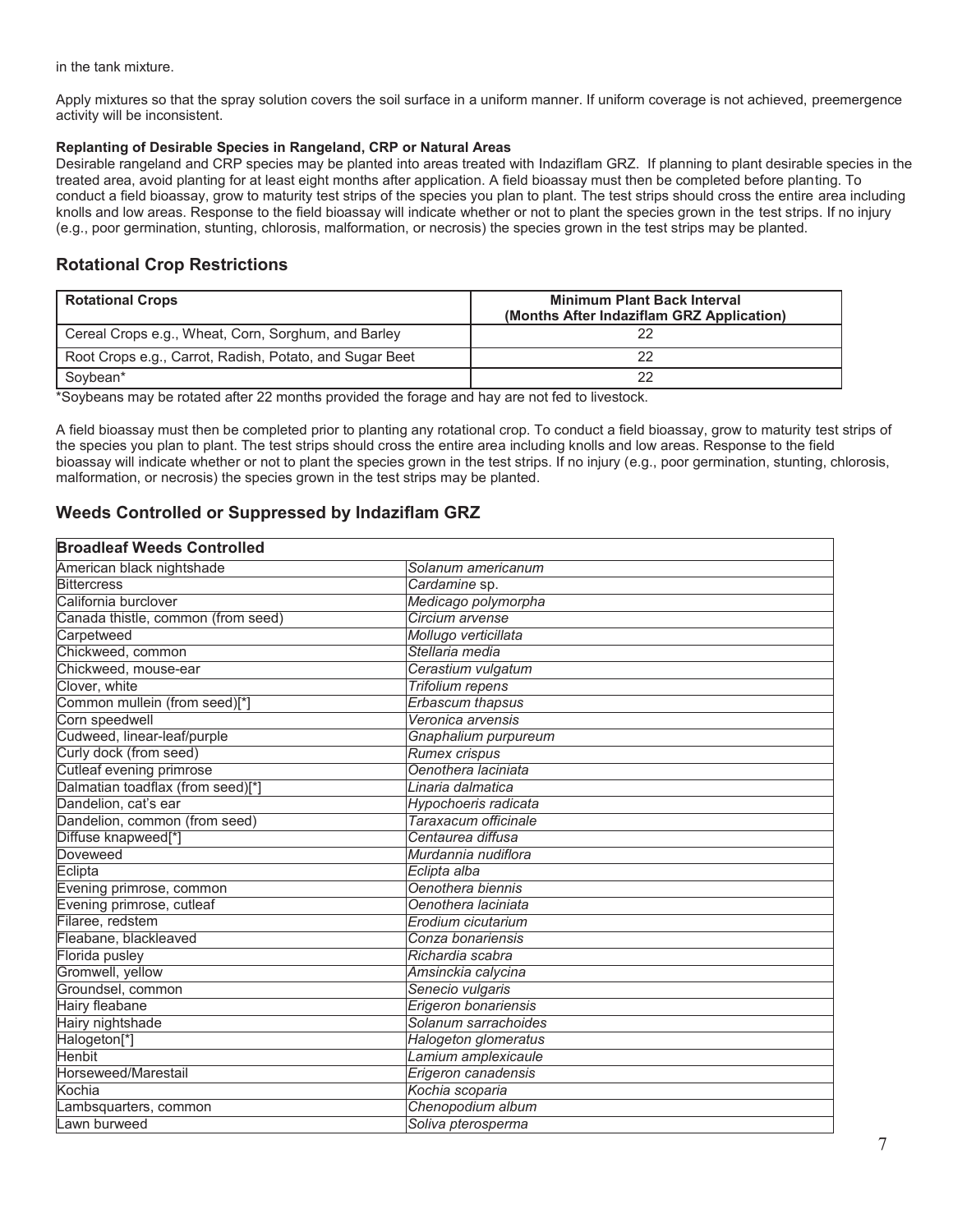in the tank mixture.

Apply mixtures so that the spray solution covers the soil surface in a uniform manner. If uniform coverage is not achieved, preemergence activity will be inconsistent.

**Replanting of Desirable Species in Rangeland, CRP or Natural Areas**

Desirable rangeland and CRP species may be planted into areas treated with Indaziflam GRZ. If planning to plant desirable species in the treated area, avoid planting for at least eight months after application. A field bioassay must then be completed before planting. To conduct a field bioassay, grow to maturity test strips of the species you plan to plant. The test strips should cross the entire area including knolls and low areas. Response to the field bioassay will indicate whether or not to plant the species grown in the test strips. If no injury (e.g., poor germination, stunting, chlorosis, malformation, or necrosis) the species grown in the test strips may be planted.

## Rotational Crop Restrictions

| Rotational Crops | Minimum Plant Back Interval (Months After Indaziflam GRZ Application) |
|---|---|
| Cereal Crops e.g., Wheat, Corn, Sorghum, and Barley | 22 |
| Root Crops e.g., Carrot, Radish, Potato, and Sugar Beet | 22 |
| Soybean* | 22 |

*Soybeans may be rotated after 22 months provided the forage and hay are not fed to livestock.

A field bioassay must then be completed prior to planting any rotational crop. To conduct a field bioassay, grow to maturity test strips of the species you plan to plant. The test strips should cross the entire area including knolls and low areas. Response to the field bioassay will indicate whether or not to plant the species grown in the test strips. If no injury (e.g., poor germination, stunting, chlorosis, malformation, or necrosis) the species grown in the test strips may be planted.

## Weeds Controlled or Suppressed by Indaziflam GRZ

| **Broadleaf Weeds Controlled** | |
|---|---|
| American black nightshade | *Solanum americanum* |
| Bittercress | *Cardamine* sp. |
| California burclover | *Medicago polymorpha* |
| Canada thistle, common (from seed) | *Circium arvense* |
| Carpetweed | *Mollugo verticillata* |
| Chickweed, common | *Stellaria media* |
| Chickweed, mouse-ear | *Cerastium vulgatum* |
| Clover, white | *Trifolium repens* |
| Common mullein (from seed)[*] | *Erbascum thapsus* |
| Corn speedwell | *Veronica arvensis* |
| Cudweed, linear-leaf/purple | *Gnaphalium purpureum* |
| Curly dock (from seed) | *Rumex crispus* |
| Cutleaf evening primrose | *Oenothera laciniata* |
| Dalmatian toadflax (from seed)[*] | *Linaria dalmatica* |
| Dandelion, cat's ear | *Hypochoeris radicata* |
| Dandelion, common (from seed) | *Taraxacum officinale* |
| Diffuse knapweed[*] | *Centaurea diffusa* |
| Doveweed | *Murdannia nudiflora* |
| Eclipta | *Eclipta alba* |
| Evening primrose, common | *Oenothera biennis* |
| Evening primrose, cutleaf | *Oenothera laciniata* |
| Filaree, redstem | *Erodium cicutarium* |
| Fleabane, blackleaved | *Conza bonariensis* |
| Florida pusley | *Richardia scabra* |
| Gromwell, yellow | *Amsinckia calycina* |
| Groundsel, common | *Senecio vulgaris* |
| Hairy fleabane | *Erigeron bonariensis* |
| Hairy nightshade | *Solanum sarrachoides* |
| Halogeton[*] | *Halogeton glomeratus* |
| Henbit | *Lamium amplexicaule* |
| Horseweed/Marestail | *Erigeron canadensis* |
| Kochia | *Kochia scoparia* |
| Lambsquarters, common | *Chenopodium album* |
| Lawn burweed | *Soliva pterosperma* |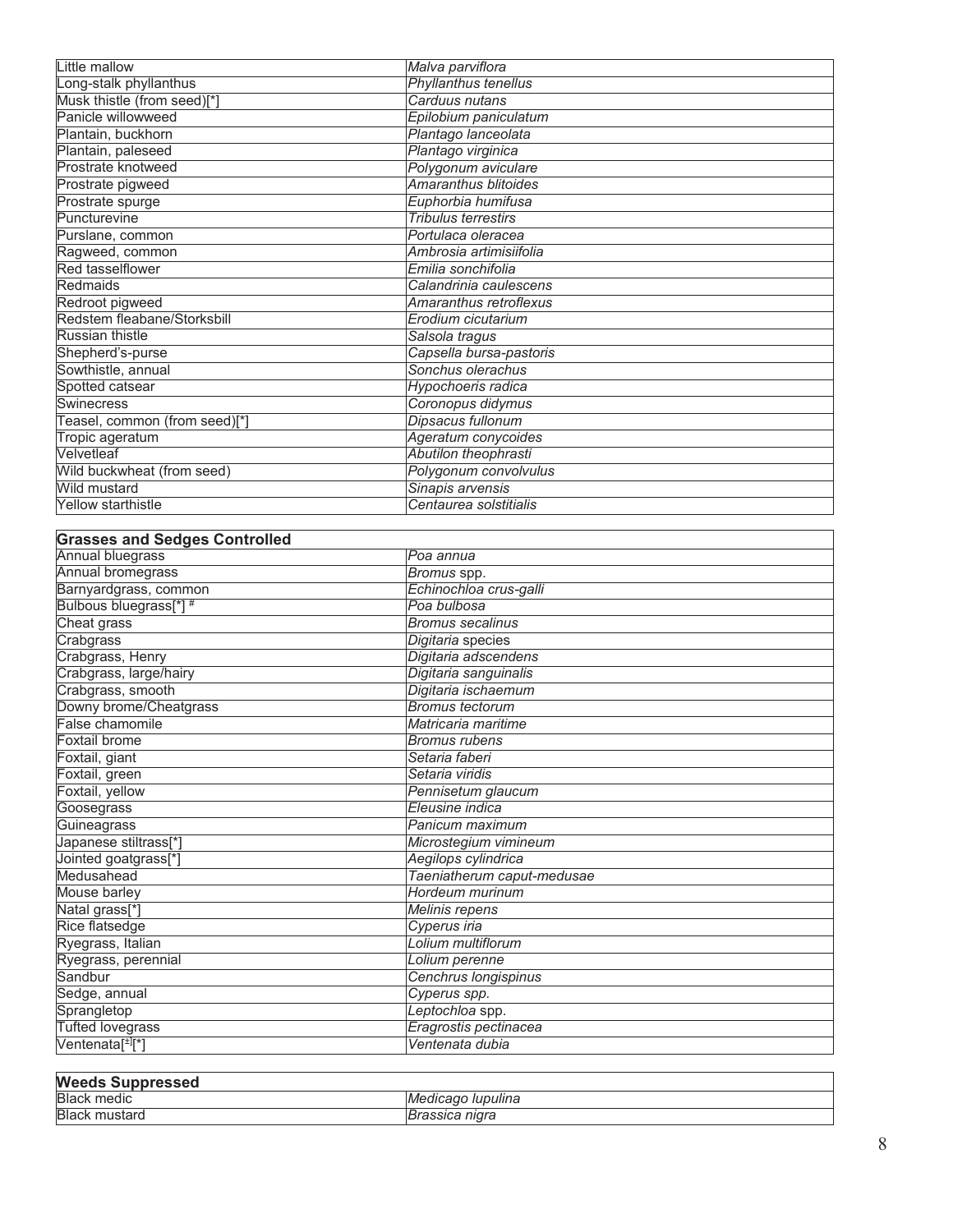| | |
|---|---|
| Little mallow | *Malva parviflora* |
| Long-stalk phyllanthus | *Phyllanthus tenellus* |
| Musk thistle (from seed)[*] | *Carduus nutans* |
| Panicle willowweed | *Epilobium paniculatum* |
| Plantain, buckhorn | *Plantago lanceolata* |
| Plantain, paleseed | *Plantago virginica* |
| Prostrate knotweed | *Polygonum aviculare* |
| Prostrate pigweed | *Amaranthus blitoides* |
| Prostrate spurge | *Euphorbia humifusa* |
| Puncturevine | *Tribulus terrestirs* |
| Purslane, common | *Portulaca oleracea* |
| Ragweed, common | *Ambrosia artimisiifolia* |
| Red tasselflower | *Emilia sonchifolia* |
| Redmaids | *Calandrinia caulescens* |
| Redroot pigweed | *Amaranthus retroflexus* |
| Redstem fleabane/Storksbill | *Erodium cicutarium* |
| Russian thistle | *Salsola tragus* |
| Shepherd's-purse | *Capsella bursa-pastoris* |
| Sowthistle, annual | *Sonchus olerachus* |
| Spotted catsear | *Hypochoeris radica* |
| Swinecress | *Coronopus didymus* |
| Teasel, common (from seed)[*] | *Dipsacus fullonum* |
| Tropic ageratum | *Ageratum conycoides* |
| Velvetleaf | *Abutilon theophrasti* |
| Wild buckwheat (from seed) | *Polygonum convolvulus* |
| Wild mustard | *Sinapis arvensis* |
| Yellow starthistle | *Centaurea solstitialis* |

| **Grasses and Sedges Controlled** | |
|---|---|
| Annual bluegrass | *Poa annua* |
| Annual bromegrass | *Bromus* spp. |
| Barnyardgrass, common | *Echinochloa crus-galli* |
| Bulbous bluegrass[*] # | *Poa bulbosa* |
| Cheat grass | *Bromus secalinus* |
| Crabgrass | *Digitaria* species |
| Crabgrass, Henry | *Digitaria adscendens* |
| Crabgrass, large/hairy | *Digitaria sanguinalis* |
| Crabgrass, smooth | *Digitaria ischaemum* |
| Downy brome/Cheatgrass | *Bromus tectorum* |
| False chamomile | *Matricaria maritime* |
| Foxtail brome | *Bromus rubens* |
| Foxtail, giant | *Setaria faberi* |
| Foxtail, green | *Setaria viridis* |
| Foxtail, yellow | *Pennisetum glaucum* |
| Goosegrass | *Eleusine indica* |
| Guineagrass | *Panicum maximum* |
| Japanese stiltrass[*] | *Microstegium vimineum* |
| Jointed goatgrass[*] | *Aegilops cylindrica* |
| Medusahead | *Taeniatherum caput-medusae* |
| Mouse barley | *Hordeum murinum* |
| Natal grass[*] | *Melinis repens* |
| Rice flatsedge | *Cyperus iria* |
| Ryegrass, Italian | *Lolium multiflorum* |
| Ryegrass, perennial | *Lolium perenne* |
| Sandbur | *Cenchrus longispinus* |
| Sedge, annual | *Cyperus spp.* |
| Sprangletop | *Leptochloa* spp. |
| Tufted lovegrass | *Eragrostis pectinacea* |
| Ventenata[±][*] | *Ventenata dubia* |

| **Weeds Suppressed** | |
|---|---|
| Black medic | *Medicago lupulina* |
| Black mustard | *Brassica nigra* |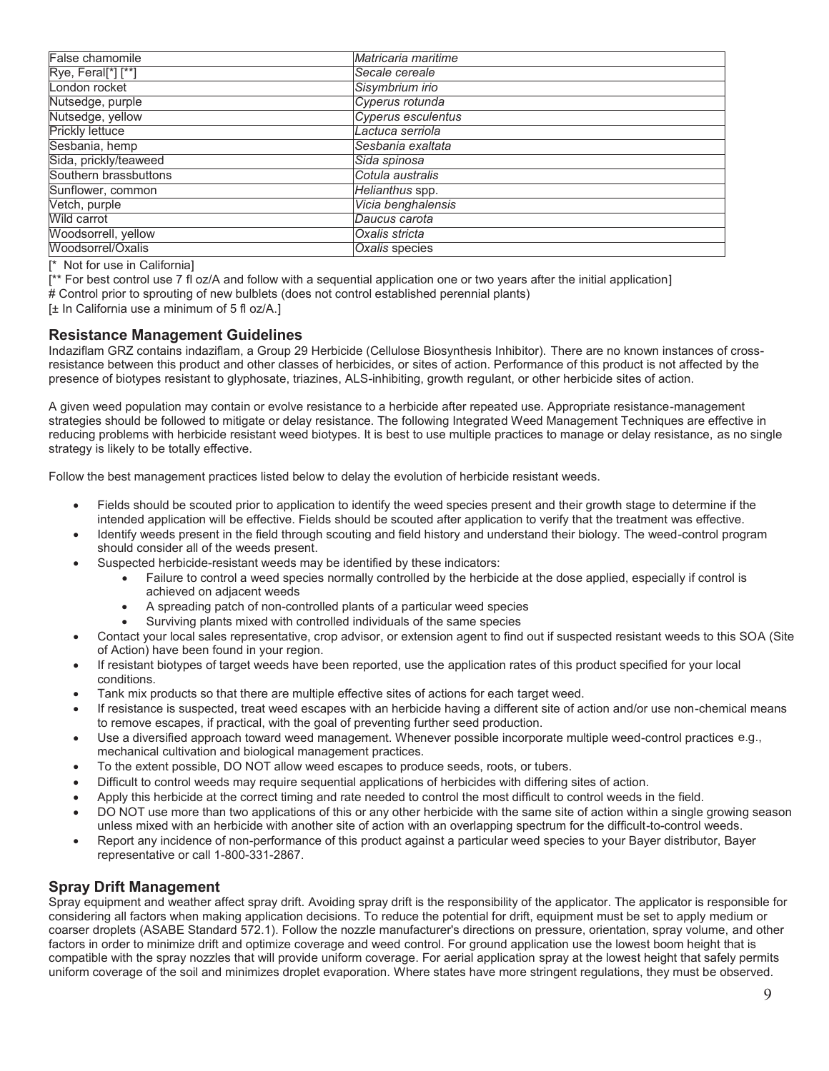| False chamomile | *Matricaria maritime* |
|---|---|
| Rye, Feral[*] [**] | *Secale cereale* |
| London rocket | *Sisymbrium irio* |
| Nutsedge, purple | *Cyperus rotunda* |
| Nutsedge, yellow | *Cyperus esculentus* |
| Prickly lettuce | *Lactuca serriola* |
| Sesbania, hemp | *Sesbania exaltata* |
| Sida, prickly/teaweed | *Sida spinosa* |
| Southern brassbuttons | *Cotula australis* |
| Sunflower, common | *Helianthus* spp. |
| Vetch, purple | *Vicia benghalensis* |
| Wild carrot | *Daucus carota* |
| Woodsorrell, yellow | *Oxalis stricta* |
| Woodsorrel/Oxalis | *Oxalis* species |

[* Not for use in California]

[** For best control use 7 fl oz/A and follow with a sequential application one or two years after the initial application]

# Control prior to sprouting of new bulblets (does not control established perennial plants)

[± In California use a minimum of 5 fl oz/A.]

## Resistance Management Guidelines

Indaziflam GRZ contains indaziflam, a Group 29 Herbicide (Cellulose Biosynthesis Inhibitor). There are no known instances of cross-resistance between this product and other classes of herbicides, or sites of action. Performance of this product is not affected by the presence of biotypes resistant to glyphosate, triazines, ALS-inhibiting, growth regulant, or other herbicide sites of action.

A given weed population may contain or evolve resistance to a herbicide after repeated use. Appropriate resistance-management strategies should be followed to mitigate or delay resistance. The following Integrated Weed Management Techniques are effective in reducing problems with herbicide resistant weed biotypes. It is best to use multiple practices to manage or delay resistance, as no single strategy is likely to be totally effective.

Follow the best management practices listed below to delay the evolution of herbicide resistant weeds.

- Fields should be scouted prior to application to identify the weed species present and their growth stage to determine if the intended application will be effective. Fields should be scouted after application to verify that the treatment was effective.
- Identify weeds present in the field through scouting and field history and understand their biology. The weed-control program should consider all of the weeds present.
- Suspected herbicide-resistant weeds may be identified by these indicators:
  - Failure to control a weed species normally controlled by the herbicide at the dose applied, especially if control is achieved on adjacent weeds
  - A spreading patch of non-controlled plants of a particular weed species
  - Surviving plants mixed with controlled individuals of the same species
- Contact your local sales representative, crop advisor, or extension agent to find out if suspected resistant weeds to this SOA (Site of Action) have been found in your region.
- If resistant biotypes of target weeds have been reported, use the application rates of this product specified for your local conditions.
- Tank mix products so that there are multiple effective sites of actions for each target weed.
- If resistance is suspected, treat weed escapes with an herbicide having a different site of action and/or use non-chemical means to remove escapes, if practical, with the goal of preventing further seed production.
- Use a diversified approach toward weed management. Whenever possible incorporate multiple weed-control practices e.g., mechanical cultivation and biological management practices.
- To the extent possible, DO NOT allow weed escapes to produce seeds, roots, or tubers.
- Difficult to control weeds may require sequential applications of herbicides with differing sites of action.
- Apply this herbicide at the correct timing and rate needed to control the most difficult to control weeds in the field.
- DO NOT use more than two applications of this or any other herbicide with the same site of action within a single growing season unless mixed with an herbicide with another site of action with an overlapping spectrum for the difficult-to-control weeds.
- Report any incidence of non-performance of this product against a particular weed species to your Bayer distributor, Bayer representative or call 1-800-331-2867.

## Spray Drift Management

Spray equipment and weather affect spray drift. Avoiding spray drift is the responsibility of the applicator. The applicator is responsible for considering all factors when making application decisions. To reduce the potential for drift, equipment must be set to apply medium or coarser droplets (ASABE Standard 572.1). Follow the nozzle manufacturer's directions on pressure, orientation, spray volume, and other factors in order to minimize drift and optimize coverage and weed control. For ground application use the lowest boom height that is compatible with the spray nozzles that will provide uniform coverage. For aerial application spray at the lowest height that safely permits uniform coverage of the soil and minimizes droplet evaporation. Where states have more stringent regulations, they must be observed.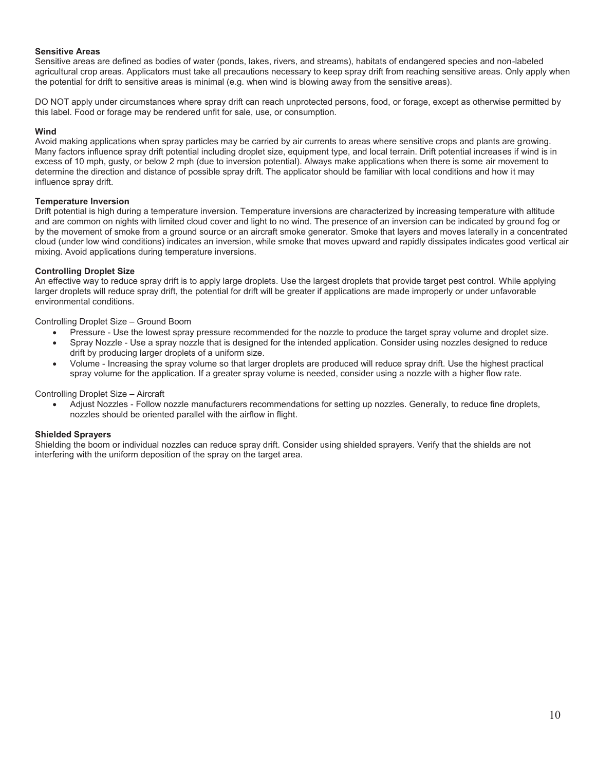**Sensitive Areas**

Sensitive areas are defined as bodies of water (ponds, lakes, rivers, and streams), habitats of endangered species and non-labeled agricultural crop areas. Applicators must take all precautions necessary to keep spray drift from reaching sensitive areas. Only apply when the potential for drift to sensitive areas is minimal (e.g. when wind is blowing away from the sensitive areas).

DO NOT apply under circumstances where spray drift can reach unprotected persons, food, or forage, except as otherwise permitted by this label. Food or forage may be rendered unfit for sale, use, or consumption.

**Wind**

Avoid making applications when spray particles may be carried by air currents to areas where sensitive crops and plants are growing. Many factors influence spray drift potential including droplet size, equipment type, and local terrain. Drift potential increases if wind is in excess of 10 mph, gusty, or below 2 mph (due to inversion potential). Always make applications when there is some air movement to determine the direction and distance of possible spray drift. The applicator should be familiar with local conditions and how it may influence spray drift.

**Temperature Inversion**

Drift potential is high during a temperature inversion. Temperature inversions are characterized by increasing temperature with altitude and are common on nights with limited cloud cover and light to no wind. The presence of an inversion can be indicated by ground fog or by the movement of smoke from a ground source or an aircraft smoke generator. Smoke that layers and moves laterally in a concentrated cloud (under low wind conditions) indicates an inversion, while smoke that moves upward and rapidly dissipates indicates good vertical air mixing. Avoid applications during temperature inversions.

**Controlling Droplet Size**

An effective way to reduce spray drift is to apply large droplets. Use the largest droplets that provide target pest control. While applying larger droplets will reduce spray drift, the potential for drift will be greater if applications are made improperly or under unfavorable environmental conditions.

Controlling Droplet Size – Ground Boom

- Pressure - Use the lowest spray pressure recommended for the nozzle to produce the target spray volume and droplet size.
- Spray Nozzle - Use a spray nozzle that is designed for the intended application. Consider using nozzles designed to reduce drift by producing larger droplets of a uniform size.
- Volume - Increasing the spray volume so that larger droplets are produced will reduce spray drift. Use the highest practical spray volume for the application. If a greater spray volume is needed, consider using a nozzle with a higher flow rate.

Controlling Droplet Size – Aircraft

- Adjust Nozzles - Follow nozzle manufacturers recommendations for setting up nozzles. Generally, to reduce fine droplets, nozzles should be oriented parallel with the airflow in flight.

**Shielded Sprayers**

Shielding the boom or individual nozzles can reduce spray drift. Consider using shielded sprayers. Verify that the shields are not interfering with the uniform deposition of the spray on the target area.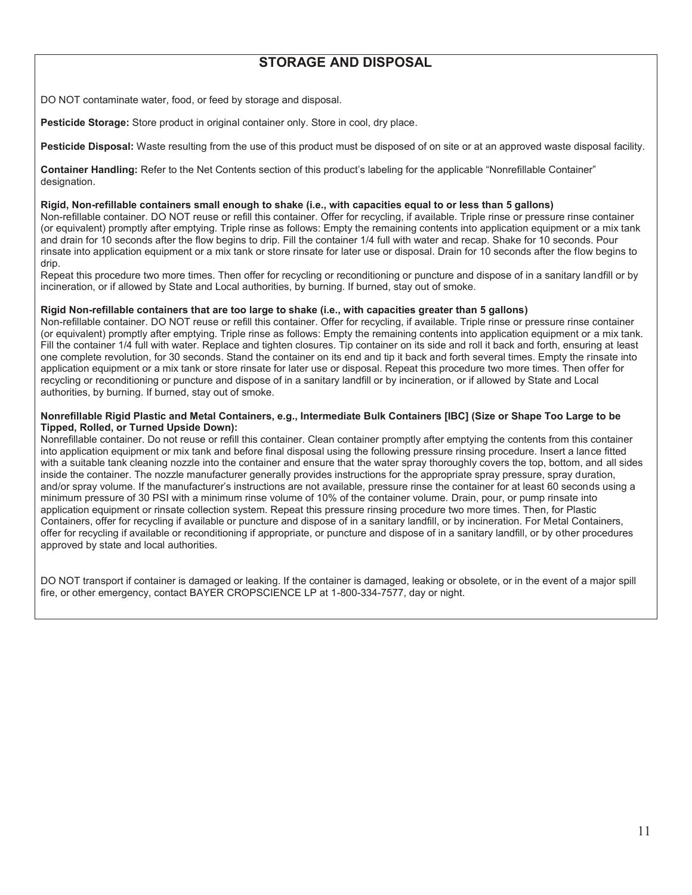## STORAGE AND DISPOSAL

DO NOT contaminate water, food, or feed by storage and disposal.

**Pesticide Storage:** Store product in original container only. Store in cool, dry place.

**Pesticide Disposal:** Waste resulting from the use of this product must be disposed of on site or at an approved waste disposal facility.

**Container Handling:** Refer to the Net Contents section of this product's labeling for the applicable "Nonrefillable Container" designation.

**Rigid, Non-refillable containers small enough to shake (i.e., with capacities equal to or less than 5 gallons)**
Non-refillable container. DO NOT reuse or refill this container. Offer for recycling, if available. Triple rinse or pressure rinse container (or equivalent) promptly after emptying. Triple rinse as follows: Empty the remaining contents into application equipment or a mix tank and drain for 10 seconds after the flow begins to drip. Fill the container 1/4 full with water and recap. Shake for 10 seconds. Pour rinsate into application equipment or a mix tank or store rinsate for later use or disposal. Drain for 10 seconds after the flow begins to drip.
Repeat this procedure two more times. Then offer for recycling or reconditioning or puncture and dispose of in a sanitary landfill or by incineration, or if allowed by State and Local authorities, by burning. If burned, stay out of smoke.

**Rigid Non-refillable containers that are too large to shake (i.e., with capacities greater than 5 gallons)**
Non-refillable container. DO NOT reuse or refill this container. Offer for recycling, if available. Triple rinse or pressure rinse container (or equivalent) promptly after emptying. Triple rinse as follows: Empty the remaining contents into application equipment or a mix tank. Fill the container 1/4 full with water. Replace and tighten closures. Tip container on its side and roll it back and forth, ensuring at least one complete revolution, for 30 seconds. Stand the container on its end and tip it back and forth several times. Empty the rinsate into application equipment or a mix tank or store rinsate for later use or disposal. Repeat this procedure two more times. Then offer for recycling or reconditioning or puncture and dispose of in a sanitary landfill or by incineration, or if allowed by State and Local authorities, by burning. If burned, stay out of smoke.

**Nonrefillable Rigid Plastic and Metal Containers, e.g., Intermediate Bulk Containers [IBC] (Size or Shape Too Large to be Tipped, Rolled, or Turned Upside Down):**
Nonrefillable container. Do not reuse or refill this container. Clean container promptly after emptying the contents from this container into application equipment or mix tank and before final disposal using the following pressure rinsing procedure. Insert a lance fitted with a suitable tank cleaning nozzle into the container and ensure that the water spray thoroughly covers the top, bottom, and all sides inside the container. The nozzle manufacturer generally provides instructions for the appropriate spray pressure, spray duration, and/or spray volume. If the manufacturer's instructions are not available, pressure rinse the container for at least 60 seconds using a minimum pressure of 30 PSI with a minimum rinse volume of 10% of the container volume. Drain, pour, or pump rinsate into application equipment or rinsate collection system. Repeat this pressure rinsing procedure two more times. Then, for Plastic Containers, offer for recycling if available or puncture and dispose of in a sanitary landfill, or by incineration. For Metal Containers, offer for recycling if available or reconditioning if appropriate, or puncture and dispose of in a sanitary landfill, or by other procedures approved by state and local authorities.

DO NOT transport if container is damaged or leaking. If the container is damaged, leaking or obsolete, or in the event of a major spill fire, or other emergency, contact BAYER CROPSCIENCE LP at 1-800-334-7577, day or night.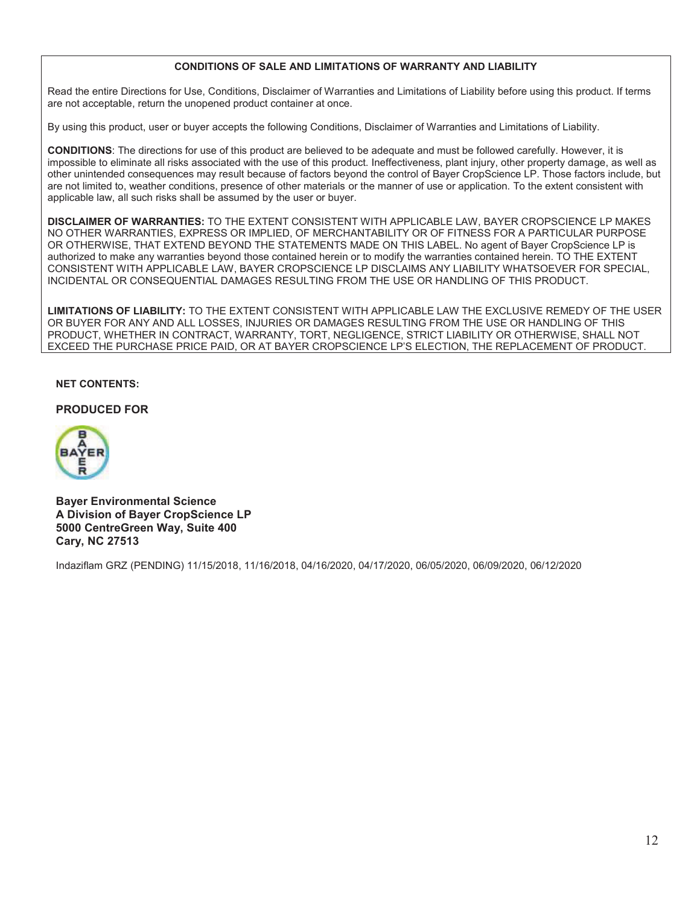**CONDITIONS OF SALE AND LIMITATIONS OF WARRANTY AND LIABILITY**

Read the entire Directions for Use, Conditions, Disclaimer of Warranties and Limitations of Liability before using this product. If terms are not acceptable, return the unopened product container at once.

By using this product, user or buyer accepts the following Conditions, Disclaimer of Warranties and Limitations of Liability.

**CONDITIONS**: The directions for use of this product are believed to be adequate and must be followed carefully. However, it is impossible to eliminate all risks associated with the use of this product. Ineffectiveness, plant injury, other property damage, as well as other unintended consequences may result because of factors beyond the control of Bayer CropScience LP. Those factors include, but are not limited to, weather conditions, presence of other materials or the manner of use or application. To the extent consistent with applicable law, all such risks shall be assumed by the user or buyer.

**DISCLAIMER OF WARRANTIES:** TO THE EXTENT CONSISTENT WITH APPLICABLE LAW, BAYER CROPSCIENCE LP MAKES NO OTHER WARRANTIES, EXPRESS OR IMPLIED, OF MERCHANTABILITY OR OF FITNESS FOR A PARTICULAR PURPOSE OR OTHERWISE, THAT EXTEND BEYOND THE STATEMENTS MADE ON THIS LABEL. No agent of Bayer CropScience LP is authorized to make any warranties beyond those contained herein or to modify the warranties contained herein. TO THE EXTENT CONSISTENT WITH APPLICABLE LAW, BAYER CROPSCIENCE LP DISCLAIMS ANY LIABILITY WHATSOEVER FOR SPECIAL, INCIDENTAL OR CONSEQUENTIAL DAMAGES RESULTING FROM THE USE OR HANDLING OF THIS PRODUCT.

**LIMITATIONS OF LIABILITY:** TO THE EXTENT CONSISTENT WITH APPLICABLE LAW THE EXCLUSIVE REMEDY OF THE USER OR BUYER FOR ANY AND ALL LOSSES, INJURIES OR DAMAGES RESULTING FROM THE USE OR HANDLING OF THIS PRODUCT, WHETHER IN CONTRACT, WARRANTY, TORT, NEGLIGENCE, STRICT LIABILITY OR OTHERWISE, SHALL NOT EXCEED THE PURCHASE PRICE PAID, OR AT BAYER CROPSCIENCE LP'S ELECTION, THE REPLACEMENT OF PRODUCT.

**NET CONTENTS:**

**PRODUCED FOR**

BAYER

**Bayer Environmental Science**
**A Division of Bayer CropScience LP**
**5000 CentreGreen Way, Suite 400**
**Cary, NC 27513**

Indaziflam GRZ (PENDING) 11/15/2018, 11/16/2018, 04/16/2020, 04/17/2020, 06/05/2020, 06/09/2020, 06/12/2020